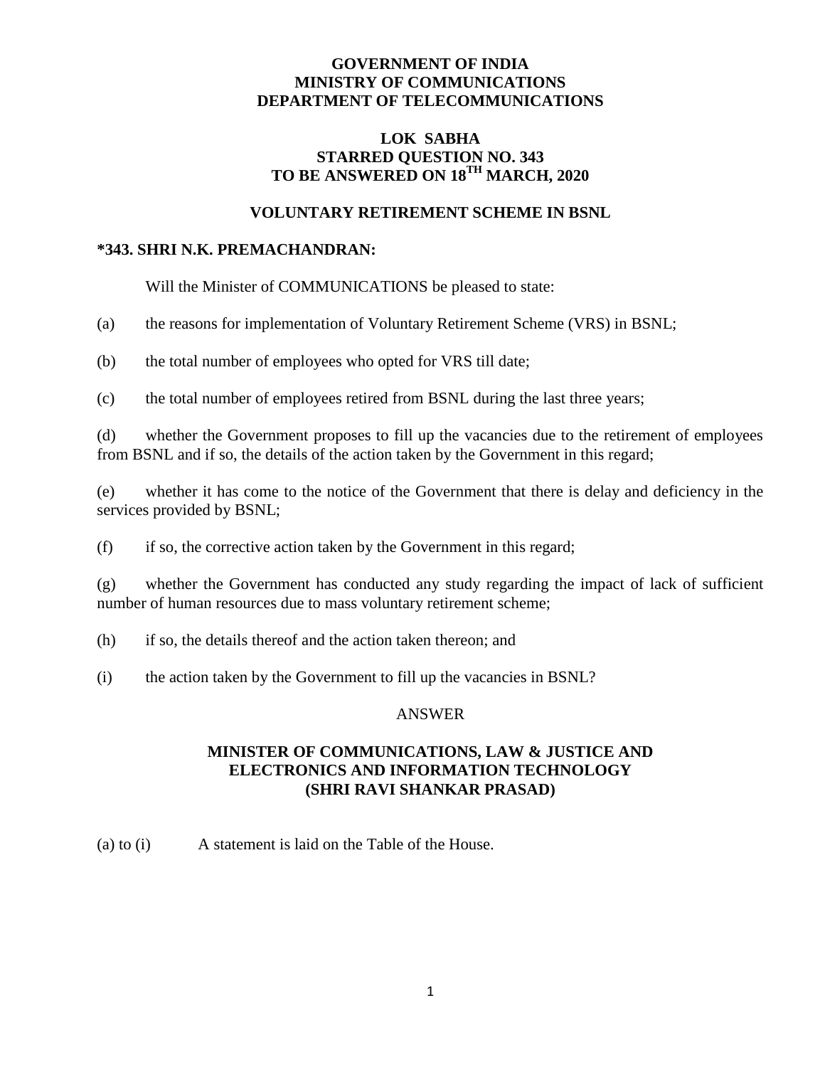**GOVERNMENT OF INDIA**
**MINISTRY OF COMMUNICATIONS**
**DEPARTMENT OF TELECOMMUNICATIONS**

**LOK SABHA**
**STARRED QUESTION NO. 343**
**TO BE ANSWERED ON 18TH MARCH, 2020**

## VOLUNTARY RETIREMENT SCHEME IN BSNL

**\*343. SHRI N.K. PREMACHANDRAN:**

Will the Minister of COMMUNICATIONS be pleased to state:

(a) the reasons for implementation of Voluntary Retirement Scheme (VRS) in BSNL;

(b) the total number of employees who opted for VRS till date;

(c) the total number of employees retired from BSNL during the last three years;

(d) whether the Government proposes to fill up the vacancies due to the retirement of employees from BSNL and if so, the details of the action taken by the Government in this regard;

(e) whether it has come to the notice of the Government that there is delay and deficiency in the services provided by BSNL;

(f) if so, the corrective action taken by the Government in this regard;

(g) whether the Government has conducted any study regarding the impact of lack of sufficient number of human resources due to mass voluntary retirement scheme;

(h) if so, the details thereof and the action taken thereon; and

(i) the action taken by the Government to fill up the vacancies in BSNL?

ANSWER

**MINISTER OF COMMUNICATIONS, LAW & JUSTICE AND ELECTRONICS AND INFORMATION TECHNOLOGY**
**(SHRI RAVI SHANKAR PRASAD)**

(a) to (i) A statement is laid on the Table of the House.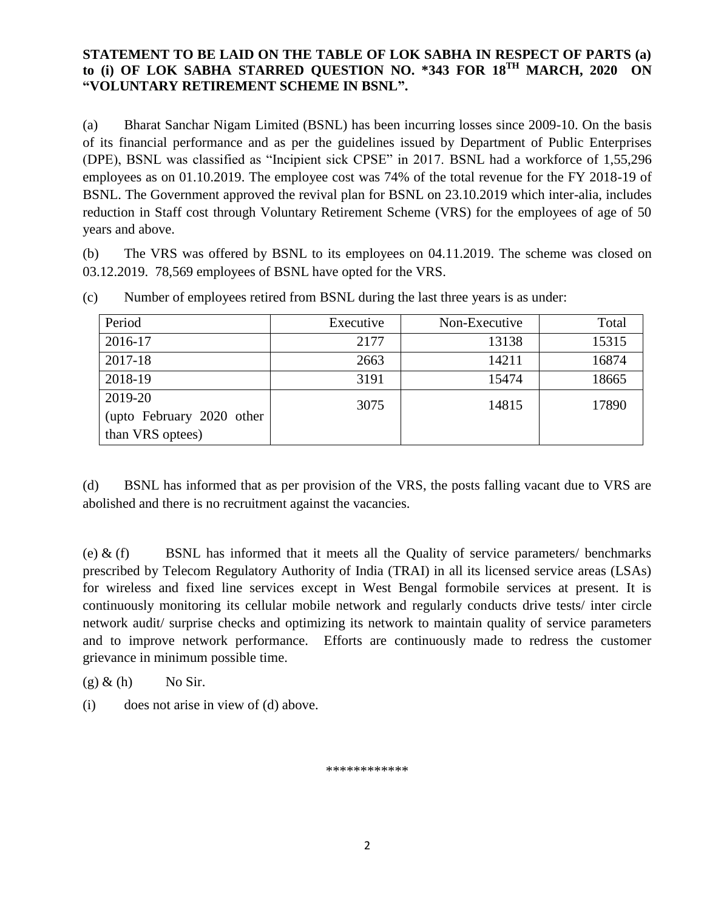**STATEMENT TO BE LAID ON THE TABLE OF LOK SABHA IN RESPECT OF PARTS (a) to (i) OF LOK SABHA STARRED QUESTION NO. *343 FOR 18TH MARCH, 2020 ON "VOLUNTARY RETIREMENT SCHEME IN BSNL".**

(a) Bharat Sanchar Nigam Limited (BSNL) has been incurring losses since 2009-10. On the basis of its financial performance and as per the guidelines issued by Department of Public Enterprises (DPE), BSNL was classified as "Incipient sick CPSE" in 2017. BSNL had a workforce of 1,55,296 employees as on 01.10.2019. The employee cost was 74% of the total revenue for the FY 2018-19 of BSNL. The Government approved the revival plan for BSNL on 23.10.2019 which inter-alia, includes reduction in Staff cost through Voluntary Retirement Scheme (VRS) for the employees of age of 50 years and above.

(b) The VRS was offered by BSNL to its employees on 04.11.2019. The scheme was closed on 03.12.2019. 78,569 employees of BSNL have opted for the VRS.

(c) Number of employees retired from BSNL during the last three years is as under:

| Period | Executive | Non-Executive | Total |
|---|---|---|---|
| 2016-17 | 2177 | 13138 | 15315 |
| 2017-18 | 2663 | 14211 | 16874 |
| 2018-19 | 3191 | 15474 | 18665 |
| 2019-20 (upto February 2020 other than VRS optees) | 3075 | 14815 | 17890 |

(d) BSNL has informed that as per provision of the VRS, the posts falling vacant due to VRS are abolished and there is no recruitment against the vacancies.

(e) & (f) BSNL has informed that it meets all the Quality of service parameters/ benchmarks prescribed by Telecom Regulatory Authority of India (TRAI) in all its licensed service areas (LSAs) for wireless and fixed line services except in West Bengal formobile services at present. It is continuously monitoring its cellular mobile network and regularly conducts drive tests/ inter circle network audit/ surprise checks and optimizing its network to maintain quality of service parameters and to improve network performance. Efforts are continuously made to redress the customer grievance in minimum possible time.

(g) & (h) No Sir.

(i) does not arise in view of (d) above.

************